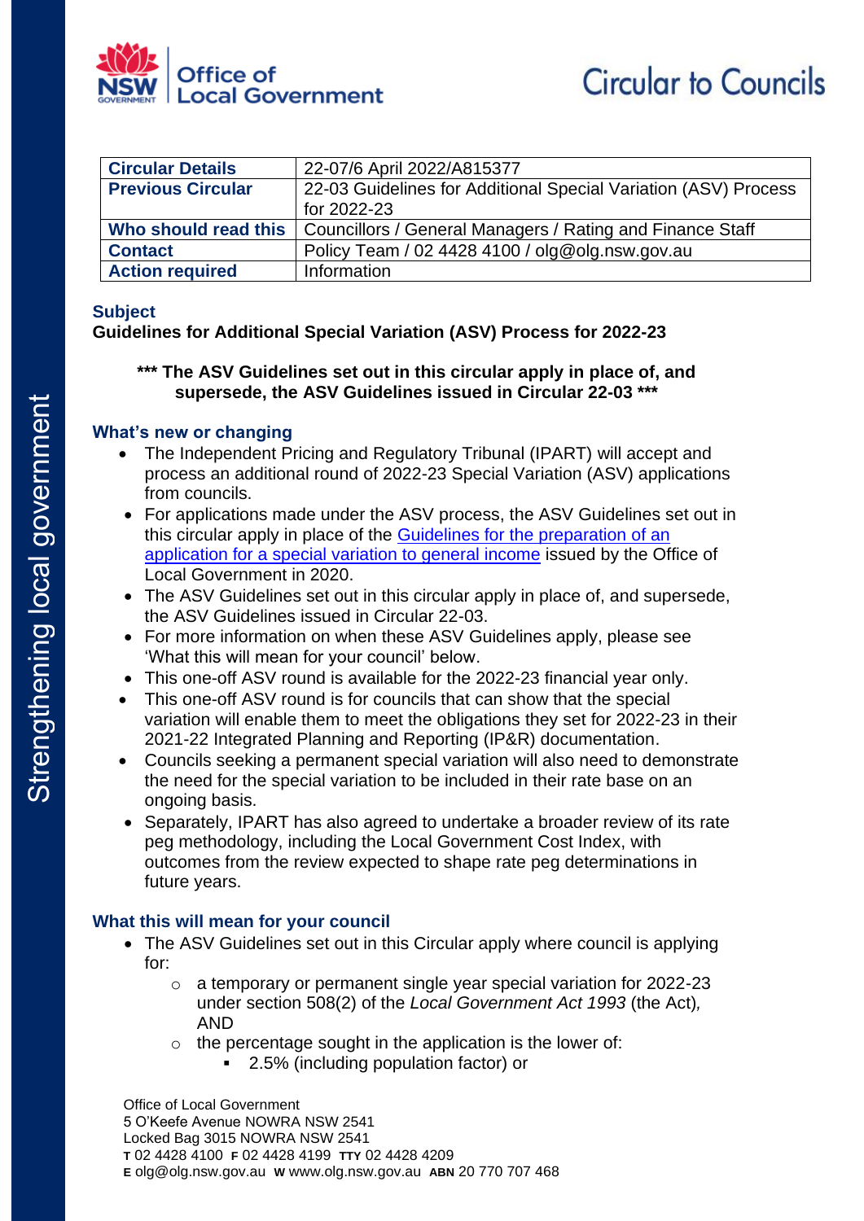Office of Local Government

Circular to Councils

| Circular Details | 22-07/6 April 2022/A815377 |
|---|---|
| Previous Circular | 22-03 Guidelines for Additional Special Variation (ASV) Process for 2022-23 |
| Who should read this | Councillors / General Managers / Rating and Finance Staff |
| Contact | Policy Team / 02 4428 4100 / olg@olg.nsw.gov.au |
| Action required | Information |

## Subject

**Guidelines for Additional Special Variation (ASV) Process for 2022-23**

**\*\*\* The ASV Guidelines set out in this circular apply in place of, and supersede, the ASV Guidelines issued in Circular 22-03 \*\*\***

## What's new or changing

- The Independent Pricing and Regulatory Tribunal (IPART) will accept and process an additional round of 2022-23 Special Variation (ASV) applications from councils.
- For applications made under the ASV process, the ASV Guidelines set out in this circular apply in place of the Guidelines for the preparation of an application for a special variation to general income issued by the Office of Local Government in 2020.
- The ASV Guidelines set out in this circular apply in place of, and supersede, the ASV Guidelines issued in Circular 22-03.
- For more information on when these ASV Guidelines apply, please see 'What this will mean for your council' below.
- This one-off ASV round is available for the 2022-23 financial year only.
- This one-off ASV round is for councils that can show that the special variation will enable them to meet the obligations they set for 2022-23 in their 2021-22 Integrated Planning and Reporting (IP&R) documentation.
- Councils seeking a permanent special variation will also need to demonstrate the need for the special variation to be included in their rate base on an ongoing basis.
- Separately, IPART has also agreed to undertake a broader review of its rate peg methodology, including the Local Government Cost Index, with outcomes from the review expected to shape rate peg determinations in future years.

## What this will mean for your council

- The ASV Guidelines set out in this Circular apply where council is applying for:
  - a temporary or permanent single year special variation for 2022-23 under section 508(2) of the *Local Government Act 1993* (the Act), AND
  - the percentage sought in the application is the lower of:
    - 2.5% (including population factor) or

Office of Local Government
5 O'Keefe Avenue NOWRA NSW 2541
Locked Bag 3015 NOWRA NSW 2541
**T** 02 4428 4100 **F** 02 4428 4199 **TTY** 02 4428 4209
**E** olg@olg.nsw.gov.au **W** www.olg.nsw.gov.au **ABN** 20 770 707 468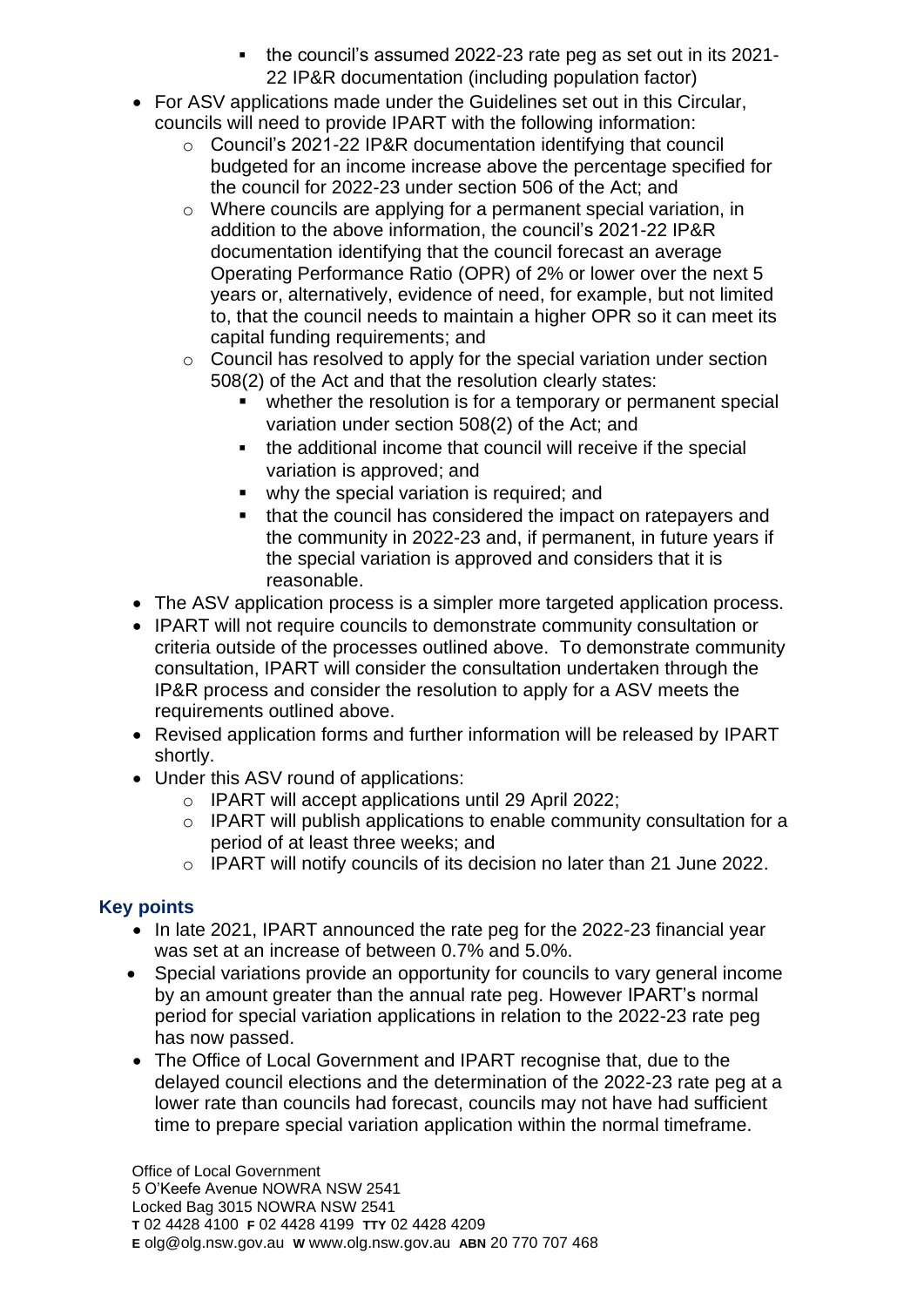- the council's assumed 2022-23 rate peg as set out in its 2021-22 IP&R documentation (including population factor)
- For ASV applications made under the Guidelines set out in this Circular, councils will need to provide IPART with the following information:
    - Council's 2021-22 IP&R documentation identifying that council budgeted for an income increase above the percentage specified for the council for 2022-23 under section 506 of the Act; and
    - Where councils are applying for a permanent special variation, in addition to the above information, the council's 2021-22 IP&R documentation identifying that the council forecast an average Operating Performance Ratio (OPR) of 2% or lower over the next 5 years or, alternatively, evidence of need, for example, but not limited to, that the council needs to maintain a higher OPR so it can meet its capital funding requirements; and
    - Council has resolved to apply for the special variation under section 508(2) of the Act and that the resolution clearly states:
        - whether the resolution is for a temporary or permanent special variation under section 508(2) of the Act; and
        - the additional income that council will receive if the special variation is approved; and
        - why the special variation is required; and
        - that the council has considered the impact on ratepayers and the community in 2022-23 and, if permanent, in future years if the special variation is approved and considers that it is reasonable.
- The ASV application process is a simpler more targeted application process.
- IPART will not require councils to demonstrate community consultation or criteria outside of the processes outlined above. To demonstrate community consultation, IPART will consider the consultation undertaken through the IP&R process and consider the resolution to apply for a ASV meets the requirements outlined above.
- Revised application forms and further information will be released by IPART shortly.
- Under this ASV round of applications:
    - IPART will accept applications until 29 April 2022;
    - IPART will publish applications to enable community consultation for a period of at least three weeks; and
    - IPART will notify councils of its decision no later than 21 June 2022.

## Key points

- In late 2021, IPART announced the rate peg for the 2022-23 financial year was set at an increase of between 0.7% and 5.0%.
- Special variations provide an opportunity for councils to vary general income by an amount greater than the annual rate peg. However IPART's normal period for special variation applications in relation to the 2022-23 rate peg has now passed.
- The Office of Local Government and IPART recognise that, due to the delayed council elections and the determination of the 2022-23 rate peg at a lower rate than councils had forecast, councils may not have had sufficient time to prepare special variation application within the normal timeframe.

Office of Local Government
5 O'Keefe Avenue NOWRA NSW 2541
Locked Bag 3015 NOWRA NSW 2541
**T** 02 4428 4100 **F** 02 4428 4199 **TTY** 02 4428 4209
**E** olg@olg.nsw.gov.au **W** www.olg.nsw.gov.au **ABN** 20 770 707 468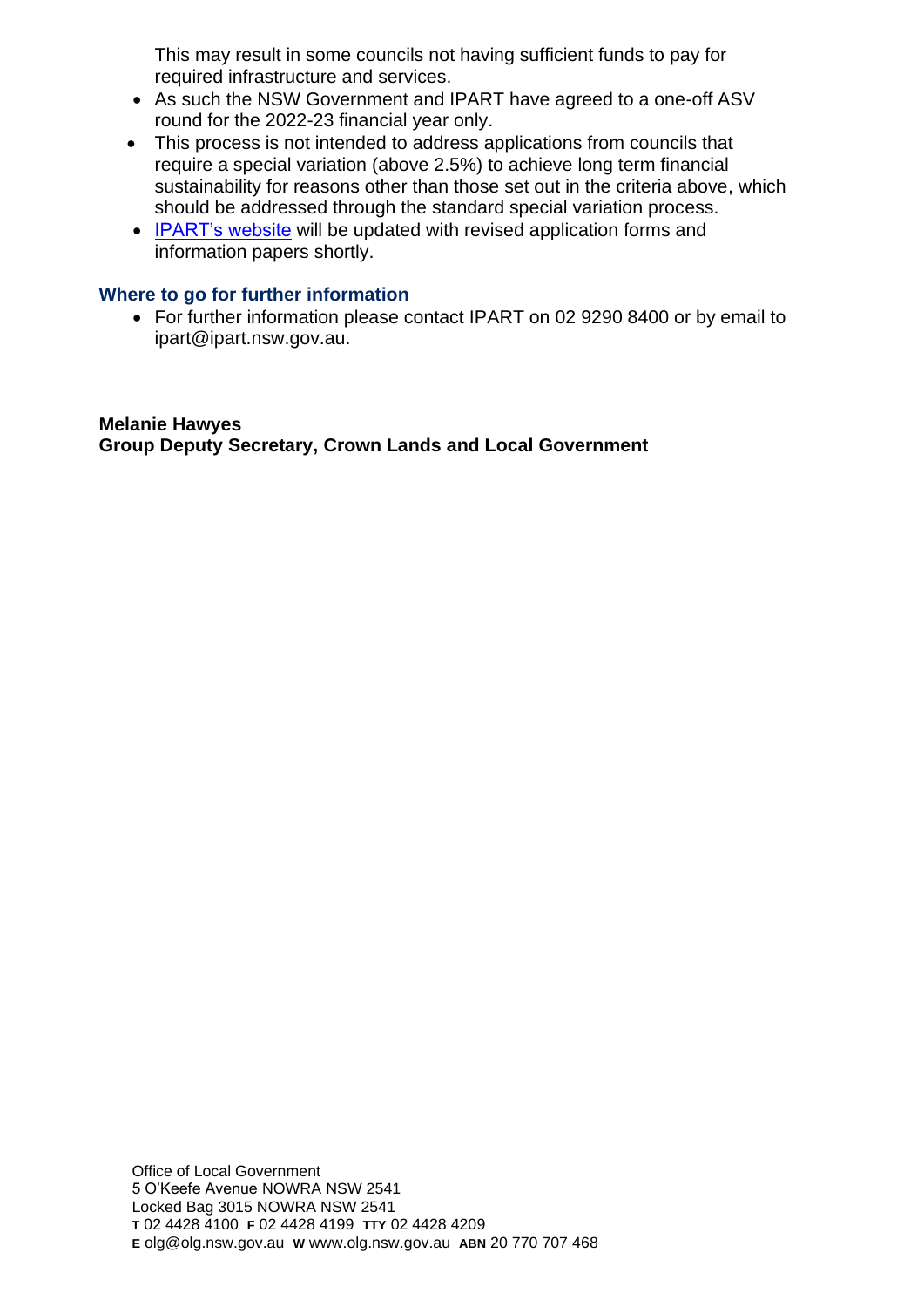This may result in some councils not having sufficient funds to pay for required infrastructure and services.

- As such the NSW Government and IPART have agreed to a one-off ASV round for the 2022-23 financial year only.
- This process is not intended to address applications from councils that require a special variation (above 2.5%) to achieve long term financial sustainability for reasons other than those set out in the criteria above, which should be addressed through the standard special variation process.
- IPART's website will be updated with revised application forms and information papers shortly.

### Where to go for further information

- For further information please contact IPART on 02 9290 8400 or by email to ipart@ipart.nsw.gov.au.

**Melanie Hawyes**
**Group Deputy Secretary, Crown Lands and Local Government**

Office of Local Government
5 O'Keefe Avenue NOWRA NSW 2541
Locked Bag 3015 NOWRA NSW 2541
**T** 02 4428 4100 **F** 02 4428 4199 **TTY** 02 4428 4209
**E** olg@olg.nsw.gov.au **W** www.olg.nsw.gov.au **ABN** 20 770 707 468